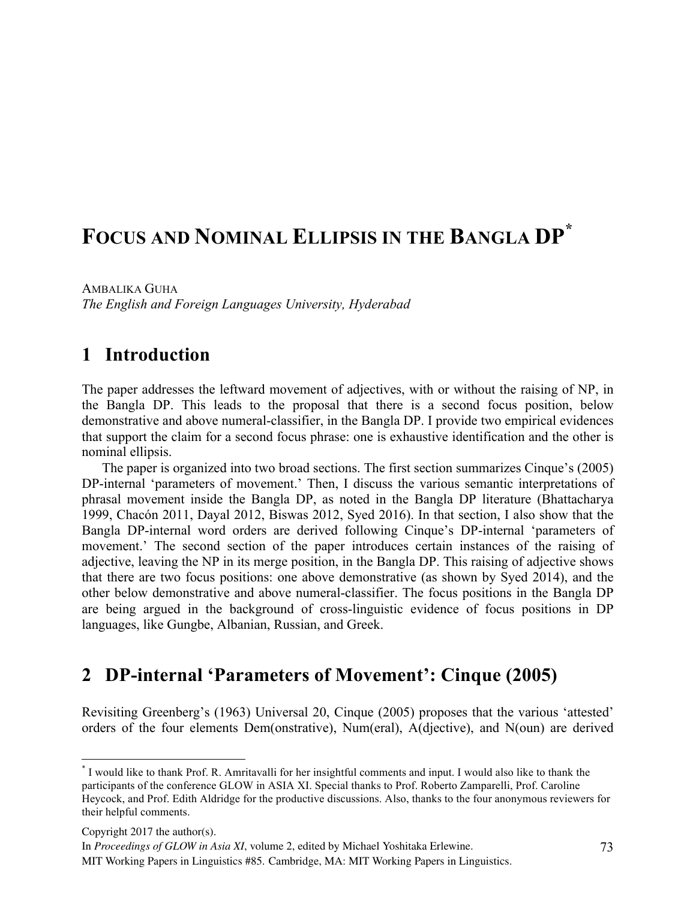# FOCUS AND NOMINAL ELLIPSIS IN THE BANGLA DP*

AMBALIKA GUHA
*The English and Foreign Languages University, Hyderabad*

## 1 Introduction

The paper addresses the leftward movement of adjectives, with or without the raising of NP, in the Bangla DP. This leads to the proposal that there is a second focus position, below demonstrative and above numeral-classifier, in the Bangla DP. I provide two empirical evidences that support the claim for a second focus phrase: one is exhaustive identification and the other is nominal ellipsis.

The paper is organized into two broad sections. The first section summarizes Cinque's (2005) DP-internal 'parameters of movement.' Then, I discuss the various semantic interpretations of phrasal movement inside the Bangla DP, as noted in the Bangla DP literature (Bhattacharya 1999, Chacón 2011, Dayal 2012, Biswas 2012, Syed 2016). In that section, I also show that the Bangla DP-internal word orders are derived following Cinque's DP-internal 'parameters of movement.' The second section of the paper introduces certain instances of the raising of adjective, leaving the NP in its merge position, in the Bangla DP. This raising of adjective shows that there are two focus positions: one above demonstrative (as shown by Syed 2014), and the other below demonstrative and above numeral-classifier. The focus positions in the Bangla DP are being argued in the background of cross-linguistic evidence of focus positions in DP languages, like Gungbe, Albanian, Russian, and Greek.

## 2 DP-internal 'Parameters of Movement': Cinque (2005)

Revisiting Greenberg's (1963) Universal 20, Cinque (2005) proposes that the various 'attested' orders of the four elements Dem(onstrative), Num(eral), A(djective), and N(oun) are derived

---

* I would like to thank Prof. R. Amritavalli for her insightful comments and input. I would also like to thank the participants of the conference GLOW in ASIA XI. Special thanks to Prof. Roberto Zamparelli, Prof. Caroline Heycock, and Prof. Edith Aldridge for the productive discussions. Also, thanks to the four anonymous reviewers for their helpful comments.

Copyright 2017 the author(s).
In *Proceedings of GLOW in Asia XI*, volume 2, edited by Michael Yoshitaka Erlewine.
MIT Working Papers in Linguistics #85. Cambridge, MA: MIT Working Papers in Linguistics.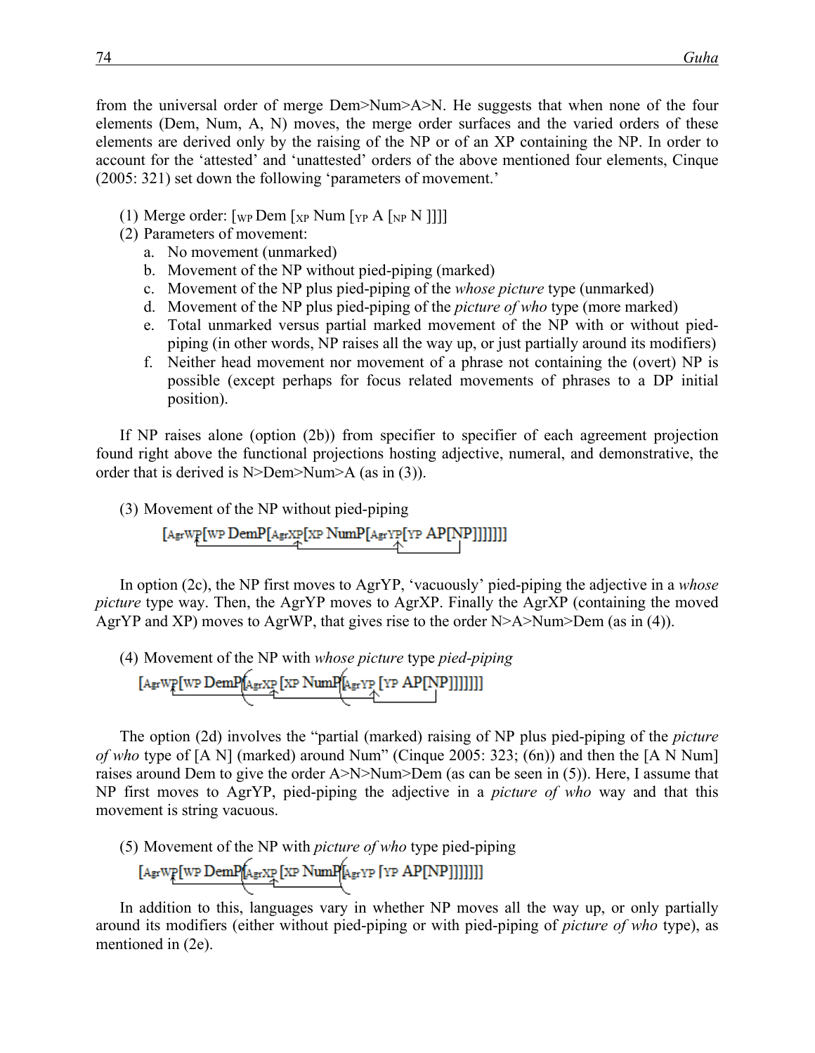from the universal order of merge Dem>Num>A>N. He suggests that when none of the four elements (Dem, Num, A, N) moves, the merge order surfaces and the varied orders of these elements are derived only by the raising of the NP or of an XP containing the NP. In order to account for the 'attested' and 'unattested' orders of the above mentioned four elements, Cinque (2005: 321) set down the following 'parameters of movement.'

(1) Merge order: [$_{WP}$ Dem [$_{XP}$ Num [$_{YP}$ A [$_{NP}$ N ]]]]

(2) Parameters of movement:
   a. No movement (unmarked)
   b. Movement of the NP without pied-piping (marked)
   c. Movement of the NP plus pied-piping of the *whose picture* type (unmarked)
   d. Movement of the NP plus pied-piping of the *picture of who* type (more marked)
   e. Total unmarked versus partial marked movement of the NP with or without pied-piping (in other words, NP raises all the way up, or just partially around its modifiers)
   f. Neither head movement nor movement of a phrase not containing the (overt) NP is possible (except perhaps for focus related movements of phrases to a DP initial position).

If NP raises alone (option (2b)) from specifier to specifier of each agreement projection found right above the functional projections hosting adjective, numeral, and demonstrative, the order that is derived is N>Dem>Num>A (as in (3)).

(3) Movement of the NP without pied-piping

[$_{AgrWP}$[$_{WP}$ DemP[$_{AgrXP}$[$_{XP}$ NumP[$_{AgrYP}$[$_{YP}$ AP[NP]]]]]]]

In option (2c), the NP first moves to AgrYP, 'vacuously' pied-piping the adjective in a *whose picture* type way. Then, the AgrYP moves to AgrXP. Finally the AgrXP (containing the moved AgrYP and XP) moves to AgrWP, that gives rise to the order N>A>Num>Dem (as in (4)).

(4) Movement of the NP with *whose picture* type *pied-piping*

[$_{AgrWP}$[$_{WP}$ DemP[$_{AgrXP}$ [$_{XP}$ NumP[$_{AgrYP}$ [$_{YP}$ AP[NP]]]]]]]

The option (2d) involves the "partial (marked) raising of NP plus pied-piping of the *picture of who* type of [A N] (marked) around Num" (Cinque 2005: 323; (6n)) and then the [A N Num] raises around Dem to give the order A>N>Num>Dem (as can be seen in (5)). Here, I assume that NP first moves to AgrYP, pied-piping the adjective in a *picture of who* way and that this movement is string vacuous.

(5) Movement of the NP with *picture of who* type pied-piping

[$_{AgrWP}$[$_{WP}$ DemP[$_{AgrXP}$ [$_{XP}$ NumP[$_{AgrYP}$ [$_{YP}$ AP[NP]]]]]]]

In addition to this, languages vary in whether NP moves all the way up, or only partially around its modifiers (either without pied-piping or with pied-piping of *picture of who* type), as mentioned in (2e).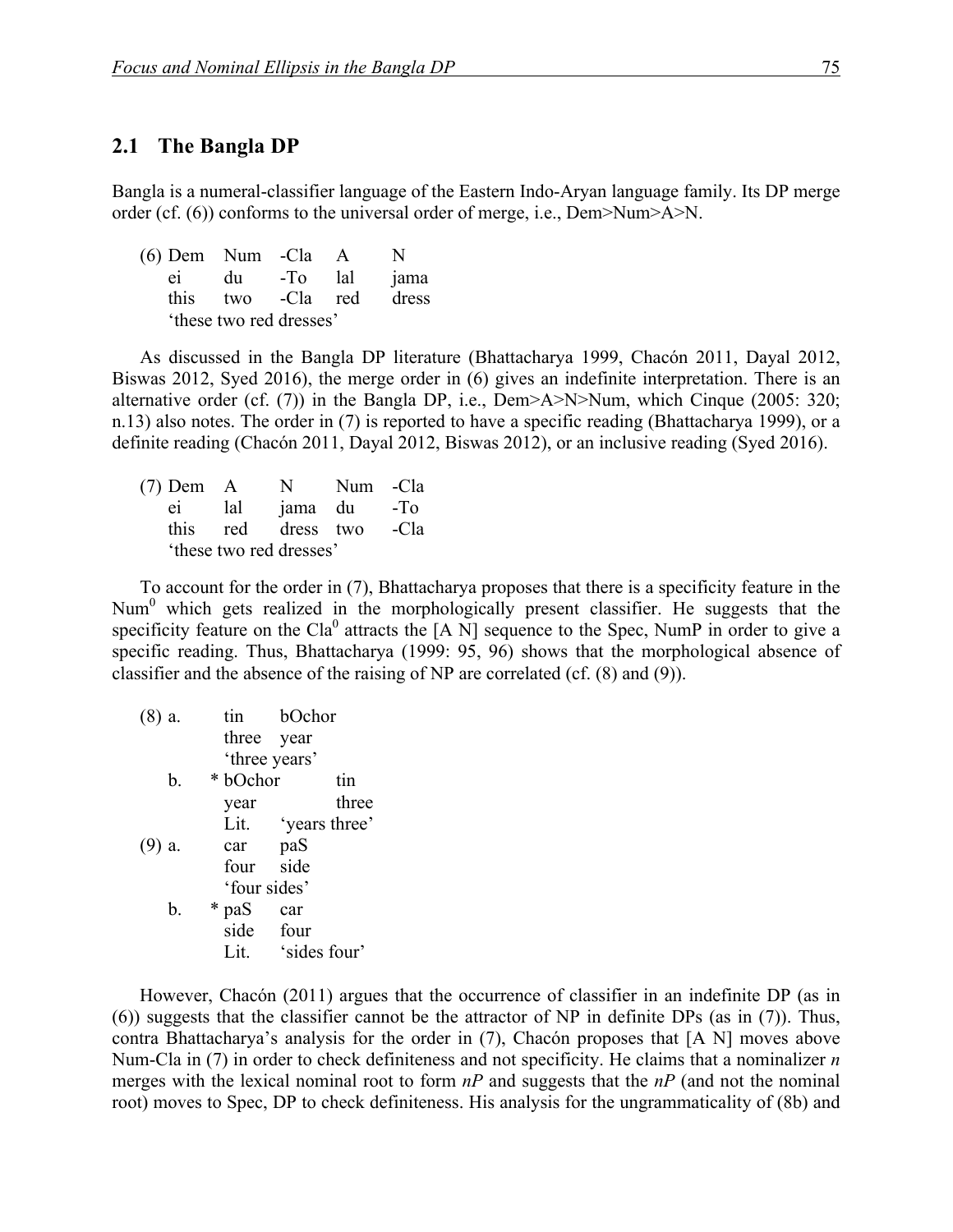## 2.1 The Bangla DP

Bangla is a numeral-classifier language of the Eastern Indo-Aryan language family. Its DP merge order (cf. (6)) conforms to the universal order of merge, i.e., Dem>Num>A>N.

(6)

| Dem | Num | -Cla | A | N |
|---|---|---|---|---|
| ei | du | -To | lal | jama |
| this | two | -Cla | red | dress |

'these two red dresses'

As discussed in the Bangla DP literature (Bhattacharya 1999, Chacón 2011, Dayal 2012, Biswas 2012, Syed 2016), the merge order in (6) gives an indefinite interpretation. There is an alternative order (cf. (7)) in the Bangla DP, i.e., Dem>A>N>Num, which Cinque (2005: 320; n.13) also notes. The order in (7) is reported to have a specific reading (Bhattacharya 1999), or a definite reading (Chacón 2011, Dayal 2012, Biswas 2012), or an inclusive reading (Syed 2016).

(7)

| Dem | A | N | Num | -Cla |
|---|---|---|---|---|
| ei | lal | jama | du | -To |
| this | red | dress | two | -Cla |

'these two red dresses'

To account for the order in (7), Bhattacharya proposes that there is a specificity feature in the Num$^0$ which gets realized in the morphologically present classifier. He suggests that the specificity feature on the Cla$^0$ attracts the [A N] sequence to the Spec, NumP in order to give a specific reading. Thus, Bhattacharya (1999: 95, 96) shows that the morphological absence of classifier and the absence of the raising of NP are correlated (cf. (8) and (9)).

(8) a. tin bOchor
three year
'three years'

b. * bOchor tin
year three
Lit. 'years three'

(9) a. car paS
four side
'four sides'

b. * paS car
side four
Lit. 'sides four'

However, Chacón (2011) argues that the occurrence of classifier in an indefinite DP (as in (6)) suggests that the classifier cannot be the attractor of NP in definite DPs (as in (7)). Thus, contra Bhattacharya's analysis for the order in (7), Chacón proposes that [A N] moves above Num-Cla in (7) in order to check definiteness and not specificity. He claims that a nominalizer *n* merges with the lexical nominal root to form *nP* and suggests that the *nP* (and not the nominal root) moves to Spec, DP to check definiteness. His analysis for the ungrammaticality of (8b) and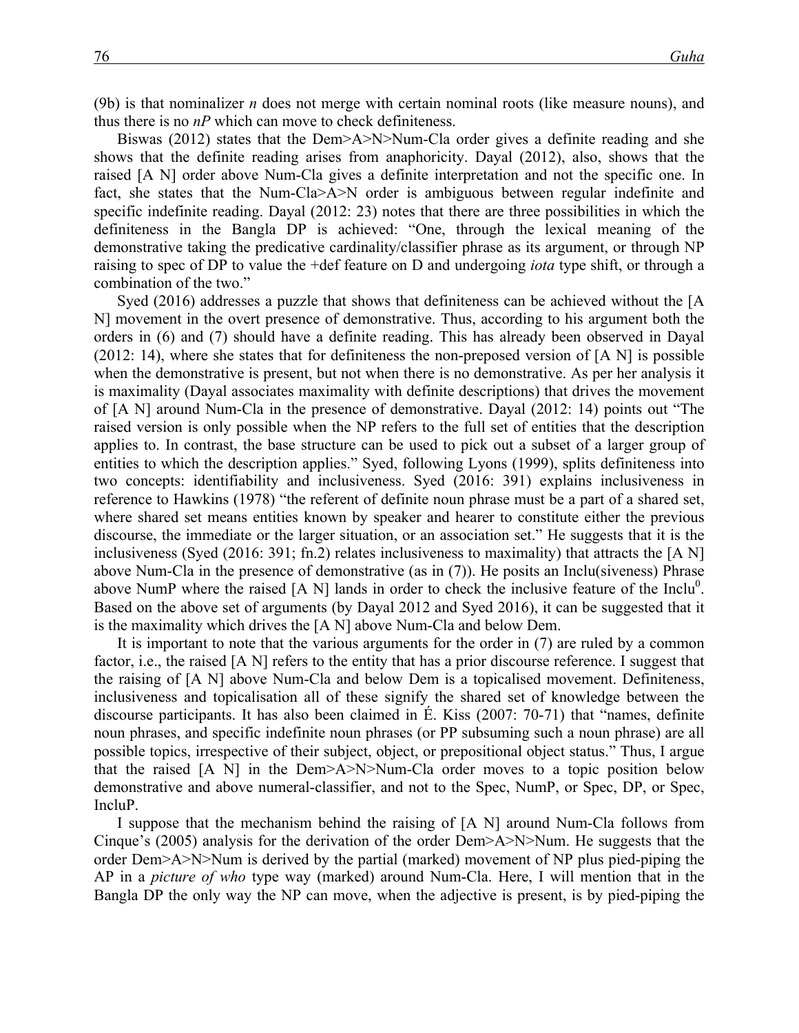(9b) is that nominalizer *n* does not merge with certain nominal roots (like measure nouns), and thus there is no *nP* which can move to check definiteness.

Biswas (2012) states that the Dem>A>N>Num-Cla order gives a definite reading and she shows that the definite reading arises from anaphoricity. Dayal (2012), also, shows that the raised [A N] order above Num-Cla gives a definite interpretation and not the specific one. In fact, she states that the Num-Cla>A>N order is ambiguous between regular indefinite and specific indefinite reading. Dayal (2012: 23) notes that there are three possibilities in which the definiteness in the Bangla DP is achieved: "One, through the lexical meaning of the demonstrative taking the predicative cardinality/classifier phrase as its argument, or through NP raising to spec of DP to value the +def feature on D and undergoing *iota* type shift, or through a combination of the two."

Syed (2016) addresses a puzzle that shows that definiteness can be achieved without the [A N] movement in the overt presence of demonstrative. Thus, according to his argument both the orders in (6) and (7) should have a definite reading. This has already been observed in Dayal (2012: 14), where she states that for definiteness the non-preposed version of [A N] is possible when the demonstrative is present, but not when there is no demonstrative. As per her analysis it is maximality (Dayal associates maximality with definite descriptions) that drives the movement of [A N] around Num-Cla in the presence of demonstrative. Dayal (2012: 14) points out "The raised version is only possible when the NP refers to the full set of entities that the description applies to. In contrast, the base structure can be used to pick out a subset of a larger group of entities to which the description applies." Syed, following Lyons (1999), splits definiteness into two concepts: identifiability and inclusiveness. Syed (2016: 391) explains inclusiveness in reference to Hawkins (1978) "the referent of definite noun phrase must be a part of a shared set, where shared set means entities known by speaker and hearer to constitute either the previous discourse, the immediate or the larger situation, or an association set." He suggests that it is the inclusiveness (Syed (2016: 391; fn.2) relates inclusiveness to maximality) that attracts the [A N] above Num-Cla in the presence of demonstrative (as in (7)). He posits an Inclu(siveness) Phrase above NumP where the raised [A N] lands in order to check the inclusive feature of the Inclu$^0$. Based on the above set of arguments (by Dayal 2012 and Syed 2016), it can be suggested that it is the maximality which drives the [A N] above Num-Cla and below Dem.

It is important to note that the various arguments for the order in (7) are ruled by a common factor, i.e., the raised [A N] refers to the entity that has a prior discourse reference. I suggest that the raising of [A N] above Num-Cla and below Dem is a topicalised movement. Definiteness, inclusiveness and topicalisation all of these signify the shared set of knowledge between the discourse participants. It has also been claimed in É. Kiss (2007: 70-71) that "names, definite noun phrases, and specific indefinite noun phrases (or PP subsuming such a noun phrase) are all possible topics, irrespective of their subject, object, or prepositional object status." Thus, I argue that the raised [A N] in the Dem>A>N>Num-Cla order moves to a topic position below demonstrative and above numeral-classifier, and not to the Spec, NumP, or Spec, DP, or Spec, IncluP.

I suppose that the mechanism behind the raising of [A N] around Num-Cla follows from Cinque's (2005) analysis for the derivation of the order Dem>A>N>Num. He suggests that the order Dem>A>N>Num is derived by the partial (marked) movement of NP plus pied-piping the AP in a *picture of who* type way (marked) around Num-Cla. Here, I will mention that in the Bangla DP the only way the NP can move, when the adjective is present, is by pied-piping the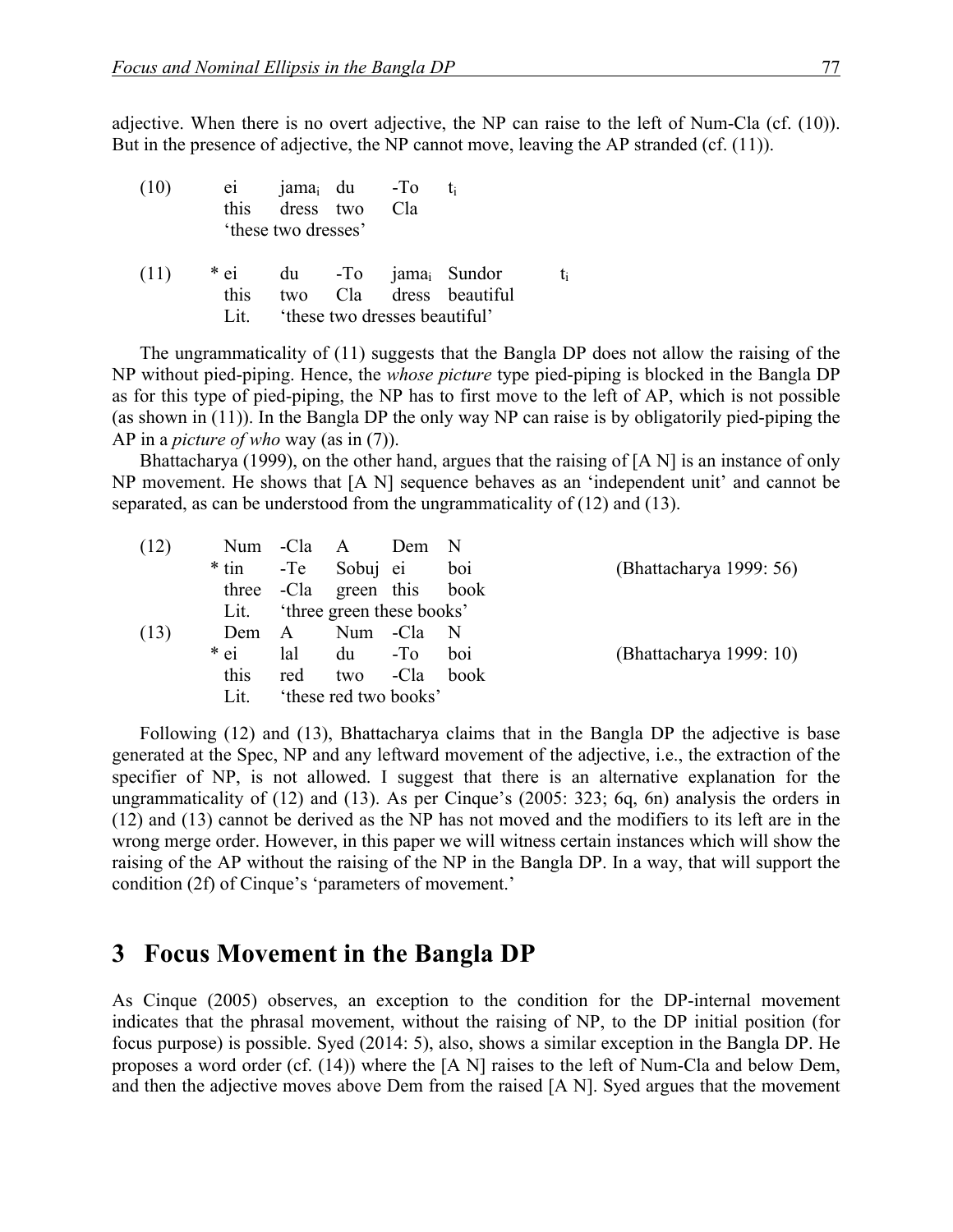adjective. When there is no overt adjective, the NP can raise to the left of Num-Cla (cf. (10)). But in the presence of adjective, the NP cannot move, leaving the AP stranded (cf. (11)).

(10)  ei  $jama_i$  du  -To  $t_i$
this  dress  two  Cla
'these two dresses'

(11)  * ei  du  -To  $jama_i$  Sundor  $t_i$
this  two  Cla  dress  beautiful
Lit.  'these two dresses beautiful'

The ungrammaticality of (11) suggests that the Bangla DP does not allow the raising of the NP without pied-piping. Hence, the *whose picture* type pied-piping is blocked in the Bangla DP as for this type of pied-piping, the NP has to first move to the left of AP, which is not possible (as shown in (11)). In the Bangla DP the only way NP can raise is by obligatorily pied-piping the AP in a *picture of who* way (as in (7)).

Bhattacharya (1999), on the other hand, argues that the raising of [A N] is an instance of only NP movement. He shows that [A N] sequence behaves as an 'independent unit' and cannot be separated, as can be understood from the ungrammaticality of (12) and (13).

(12)  Num  -Cla  A  Dem  N
* tin  -Te  Sobuj  ei  boi  (Bhattacharya 1999: 56)
three  -Cla  green  this  book
Lit.  'three green these books'

(13)  Dem  A  Num  -Cla  N
* ei  lal  du  -To  boi  (Bhattacharya 1999: 10)
this  red  two  -Cla  book
Lit.  'these red two books'

Following (12) and (13), Bhattacharya claims that in the Bangla DP the adjective is base generated at the Spec, NP and any leftward movement of the adjective, i.e., the extraction of the specifier of NP, is not allowed. I suggest that there is an alternative explanation for the ungrammaticality of (12) and (13). As per Cinque's (2005: 323; 6q, 6n) analysis the orders in (12) and (13) cannot be derived as the NP has not moved and the modifiers to its left are in the wrong merge order. However, in this paper we will witness certain instances which will show the raising of the AP without the raising of the NP in the Bangla DP. In a way, that will support the condition (2f) of Cinque's 'parameters of movement.'

## 3 Focus Movement in the Bangla DP

As Cinque (2005) observes, an exception to the condition for the DP-internal movement indicates that the phrasal movement, without the raising of NP, to the DP initial position (for focus purpose) is possible. Syed (2014: 5), also, shows a similar exception in the Bangla DP. He proposes a word order (cf. (14)) where the [A N] raises to the left of Num-Cla and below Dem, and then the adjective moves above Dem from the raised [A N]. Syed argues that the movement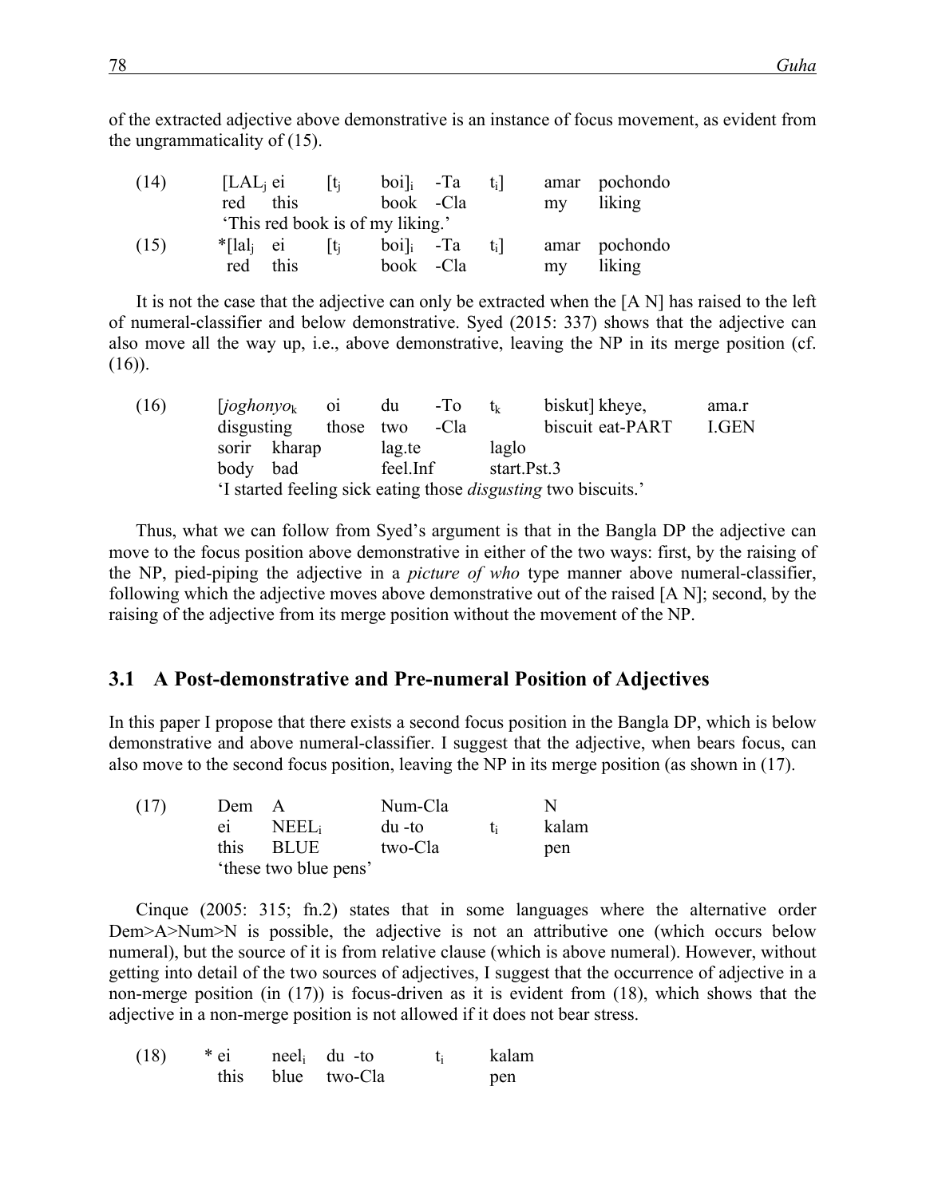of the extracted adjective above demonstrative is an instance of focus movement, as evident from the ungrammaticality of (15).

| | | | | | | | | |
|---|---|---|---|---|---|---|---|---|
| (14) | [LAL$_j$ | ei | [t$_j$ | boi]$_i$ | -Ta | t$_i$] | amar | pochondo |
| | red | this | | book | -Cla | | my | liking |
| | 'This red book is of my liking.' | | | | | | | |
| (15) | *[lal$_j$ | ei | [t$_j$ | boi]$_i$ | -Ta | t$_i$] | amar | pochondo |
| | red | this | | book | -Cla | | my | liking |

It is not the case that the adjective can only be extracted when the [A N] has raised to the left of numeral-classifier and below demonstrative. Syed (2015: 337) shows that the adjective can also move all the way up, i.e., above demonstrative, leaving the NP in its merge position (cf. (16)).

| | | | | | | | | |
|---|---|---|---|---|---|---|---|---|
| (16) | [*joghonyo*$_k$ | oi | du | -To | t$_k$ | biskut] kheye, | | ama.r |
| | disgusting | those | two | -Cla | | biscuit eat-PART | | I.GEN |
| | sorir | kharap | lag.te | | laglo | | | |
| | body | bad | feel.Inf | | start.Pst.3 | | | |
| | 'I started feeling sick eating those *disgusting* two biscuits.' | | | | | | | |

Thus, what we can follow from Syed's argument is that in the Bangla DP the adjective can move to the focus position above demonstrative in either of the two ways: first, by the raising of the NP, pied-piping the adjective in a *picture of who* type manner above numeral-classifier, following which the adjective moves above demonstrative out of the raised [A N]; second, by the raising of the adjective from its merge position without the movement of the NP.

## 3.1 A Post-demonstrative and Pre-numeral Position of Adjectives

In this paper I propose that there exists a second focus position in the Bangla DP, which is below demonstrative and above numeral-classifier. I suggest that the adjective, when bears focus, can also move to the second focus position, leaving the NP in its merge position (as shown in (17).

| | | | | | |
|---|---|---|---|---|---|
| (17) | Dem | A | Num-Cla | | N |
| | ei | NEEL$_i$ | du -to | t$_i$ | kalam |
| | this | BLUE | two-Cla | | pen |
| | 'these two blue pens' | | | | |

Cinque (2005: 315; fn.2) states that in some languages where the alternative order Dem>A>Num>N is possible, the adjective is not an attributive one (which occurs below numeral), but the source of it is from relative clause (which is above numeral). However, without getting into detail of the two sources of adjectives, I suggest that the occurrence of adjective in a non-merge position (in (17)) is focus-driven as it is evident from (18), which shows that the adjective in a non-merge position is not allowed if it does not bear stress.

| | | | | | |
|---|---|---|---|---|---|
| (18) | * ei | neel$_i$ | du -to | t$_i$ | kalam |
| | this | blue | two-Cla | | pen |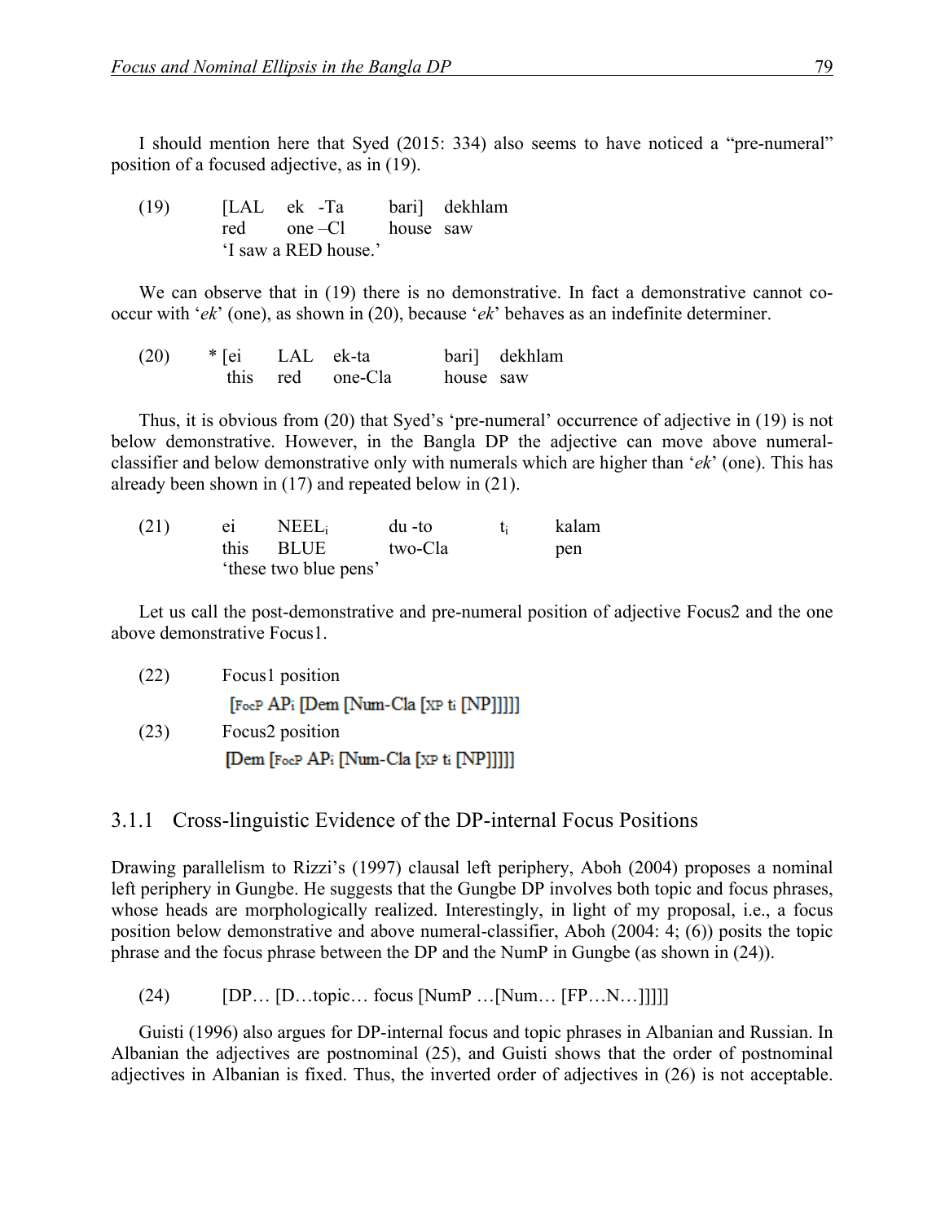I should mention here that Syed (2015: 334) also seems to have noticed a “pre-numeral” position of a focused adjective, as in (19).

| | | | | | |
|---|---|---|---|---|---|
| (19) | [LAL | ek -Ta | bari] | dekhlam | |
| | red | one –Cl | house | saw | |
| | ‘I saw a RED house.’ | | | | |

We can observe that in (19) there is no demonstrative. In fact a demonstrative cannot co-occur with ‘*ek*’ (one), as shown in (20), because ‘*ek*’ behaves as an indefinite determiner.

| | | | | | |
|---|---|---|---|---|---|
| (20) | * [ei | LAL | ek-ta | bari] | dekhlam |
| | this | red | one-Cla | house | saw |

Thus, it is obvious from (20) that Syed’s ‘pre-numeral’ occurrence of adjective in (19) is not below demonstrative. However, in the Bangla DP the adjective can move above numeral-classifier and below demonstrative only with numerals which are higher than ‘*ek*’ (one). This has already been shown in (17) and repeated below in (21).

| | | | | | |
|---|---|---|---|---|---|
| (21) | ei | NEEL$_i$ | du -to | $t_i$ | kalam |
| | this | BLUE | two-Cla | | pen |
| | ‘these two blue pens’ | | | | |

Let us call the post-demonstrative and pre-numeral position of adjective Focus2 and the one above demonstrative Focus1.

(22) Focus1 position

[$_{FocP}$ AP$_i$ [Dem [Num-Cla [$_{XP}$ $t_i$ [NP]]]]]

(23) Focus2 position

[Dem [$_{FocP}$ AP$_i$ [Num-Cla [$_{XP}$ $t_i$ [NP]]]]]

### 3.1.1 Cross-linguistic Evidence of the DP-internal Focus Positions

Drawing parallelism to Rizzi’s (1997) clausal left periphery, Aboh (2004) proposes a nominal left periphery in Gungbe. He suggests that the Gungbe DP involves both topic and focus phrases, whose heads are morphologically realized. Interestingly, in light of my proposal, i.e., a focus position below demonstrative and above numeral-classifier, Aboh (2004: 4; (6)) posits the topic phrase and the focus phrase between the DP and the NumP in Gungbe (as shown in (24)).

(24) [DP… [D…topic… focus [NumP …[Num… [FP…N…]]]]]

Guisti (1996) also argues for DP-internal focus and topic phrases in Albanian and Russian. In Albanian the adjectives are postnominal (25), and Guisti shows that the order of postnominal adjectives in Albanian is fixed. Thus, the inverted order of adjectives in (26) is not acceptable.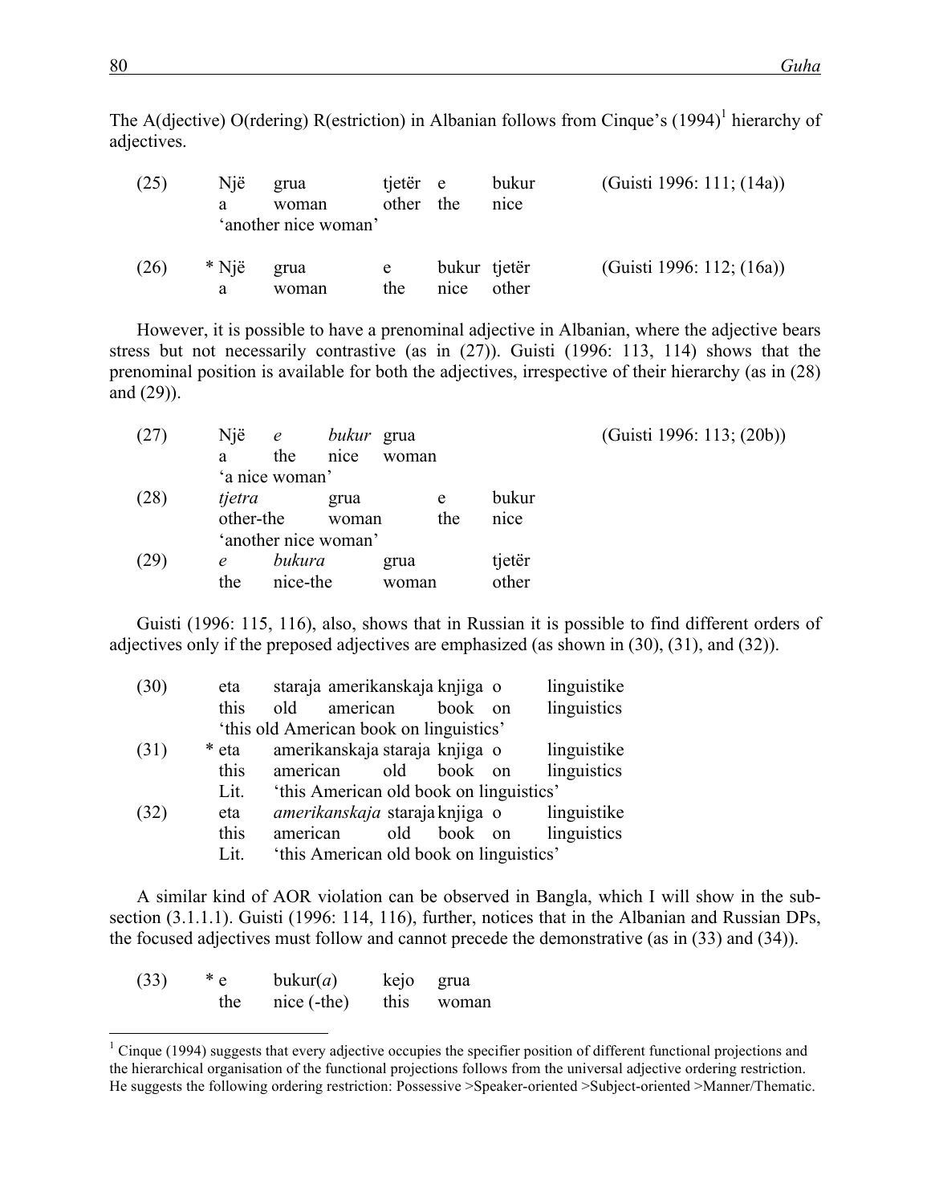The A(djective) O(rdering) R(estriction) in Albanian follows from Cinque's (1994)[1] hierarchy of adjectives.

| | | | | | | |
|---|---|---|---|---|---|---|
| (25) | Një | grua | tjetër | e | bukur | (Guisti 1996: 111; (14a)) |
| | a | woman | other | the | nice | |
| | 'another nice woman' | | | | | |
| (26) | * Një | grua | e | bukur | tjetër | (Guisti 1996: 112; (16a)) |
| | a | woman | the | nice | other | |

However, it is possible to have a prenominal adjective in Albanian, where the adjective bears stress but not necessarily contrastive (as in (27)). Guisti (1996: 113, 114) shows that the prenominal position is available for both the adjectives, irrespective of their hierarchy (as in (28) and (29)).

| | | | | | | |
|---|---|---|---|---|---|---|
| (27) | Një | *e* | *bukur* | grua | | (Guisti 1996: 113; (20b)) |
| | a | the | nice | woman | | |
| | 'a nice woman' | | | | | |
| (28) | *tjetra* | grua | e | bukur | | |
| | other-the | woman | the | nice | | |
| | 'another nice woman' | | | | | |
| (29) | *e* | *bukura* | grua | tjetër | | |
| | the | nice-the | woman | other | | |

Guisti (1996: 115, 116), also, shows that in Russian it is possible to find different orders of adjectives only if the preposed adjectives are emphasized (as shown in (30), (31), and (32)).

| | | | | | | |
|---|---|---|---|---|---|---|
| (30) | eta | staraja | amerikanskaja | knjiga | o | linguistike |
| | this | old | american | book | on | linguistics |
| | 'this old American book on linguistics' | | | | | |
| (31) | * eta | amerikanskaja | staraja | knjiga | o | linguistike |
| | this | american | old | book | on | linguistics |
| | Lit. | 'this American old book on linguistics' | | | | |
| (32) | eta | *amerikanskaja* | staraja | knjiga | o | linguistike |
| | this | american | old | book | on | linguistics |
| | Lit. | 'this American old book on linguistics' | | | | |

A similar kind of AOR violation can be observed in Bangla, which I will show in the sub-section (3.1.1.1). Guisti (1996: 114, 116), further, notices that in the Albanian and Russian DPs, the focused adjectives must follow and cannot precede the demonstrative (as in (33) and (34)).

| | | | | |
|---|---|---|---|---|
| (33) | * e | bukur(*a*) | kejo | grua |
| | the | nice (-the) | this | woman |

[1] Cinque (1994) suggests that every adjective occupies the specifier position of different functional projections and the hierarchical organisation of the functional projections follows from the universal adjective ordering restriction. He suggests the following ordering restriction: Possessive >Speaker-oriented >Subject-oriented >Manner/Thematic.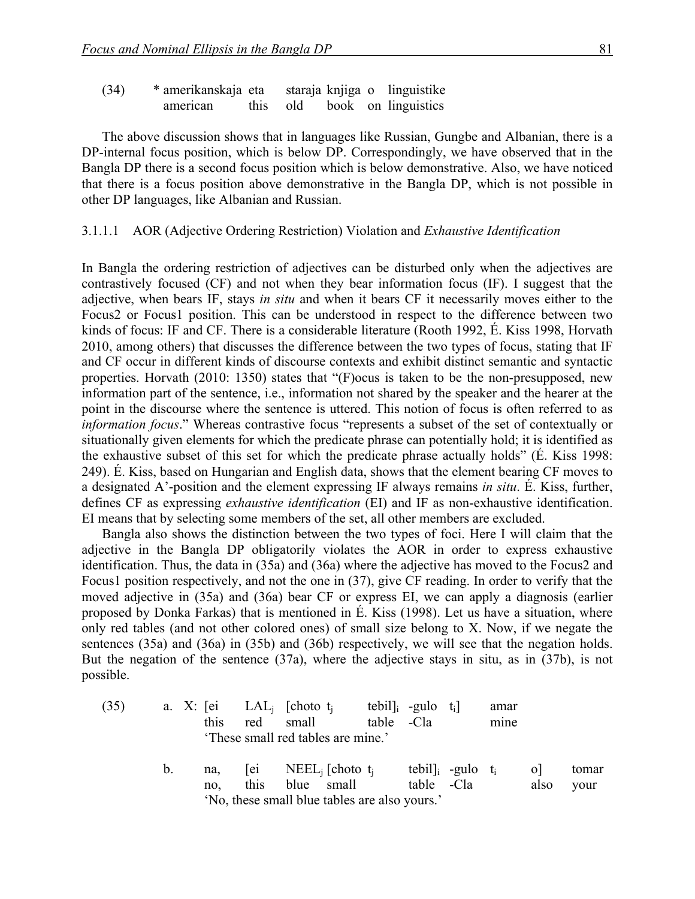(34) * amerikanskaja eta staraja knjiga o linguistike
  american this old book on linguistics

The above discussion shows that in languages like Russian, Gungbe and Albanian, there is a DP-internal focus position, which is below DP. Correspondingly, we have observed that in the Bangla DP there is a second focus position which is below demonstrative. Also, we have noticed that there is a focus position above demonstrative in the Bangla DP, which is not possible in other DP languages, like Albanian and Russian.

#### 3.1.1.1 AOR (Adjective Ordering Restriction) Violation and *Exhaustive Identification*

In Bangla the ordering restriction of adjectives can be disturbed only when the adjectives are contrastively focused (CF) and not when they bear information focus (IF). I suggest that the adjective, when bears IF, stays *in situ* and when it bears CF it necessarily moves either to the Focus2 or Focus1 position. This can be understood in respect to the difference between two kinds of focus: IF and CF. There is a considerable literature (Rooth 1992, É. Kiss 1998, Horvath 2010, among others) that discusses the difference between the two types of focus, stating that IF and CF occur in different kinds of discourse contexts and exhibit distinct semantic and syntactic properties. Horvath (2010: 1350) states that "(F)ocus is taken to be the non-presupposed, new information part of the sentence, i.e., information not shared by the speaker and the hearer at the point in the discourse where the sentence is uttered. This notion of focus is often referred to as *information focus*." Whereas contrastive focus "represents a subset of the set of contextually or situationally given elements for which the predicate phrase can potentially hold; it is identified as the exhaustive subset of this set for which the predicate phrase actually holds" (É. Kiss 1998: 249). É. Kiss, based on Hungarian and English data, shows that the element bearing CF moves to a designated A'-position and the element expressing IF always remains *in situ*. É. Kiss, further, defines CF as expressing *exhaustive identification* (EI) and IF as non-exhaustive identification. EI means that by selecting some members of the set, all other members are excluded.

Bangla also shows the distinction between the two types of foci. Here I will claim that the adjective in the Bangla DP obligatorily violates the AOR in order to express exhaustive identification. Thus, the data in (35a) and (36a) where the adjective has moved to the Focus2 and Focus1 position respectively, and not the one in (37), give CF reading. In order to verify that the moved adjective in (35a) and (36a) bear CF or express EI, we can apply a diagnosis (earlier proposed by Donka Farkas) that is mentioned in É. Kiss (1998). Let us have a situation, where only red tables (and not other colored ones) of small size belong to X. Now, if we negate the sentences (35a) and (36a) in (35b) and (36b) respectively, we will see that the negation holds. But the negation of the sentence (37a), where the adjective stays in situ, as in (37b), is not possible.

(35) a. X: [ei LAL$_j$ [choto t$_j$ tebil]$_i$ -gulo t$_i$] amar
  this red small table -Cla mine
  'These small red tables are mine.'

b. na, [ei NEEL$_j$ [choto t$_j$ tebil]$_i$ -gulo t$_i$ o] tomar
  no, this blue small table -Cla also your
  'No, these small blue tables are also yours.'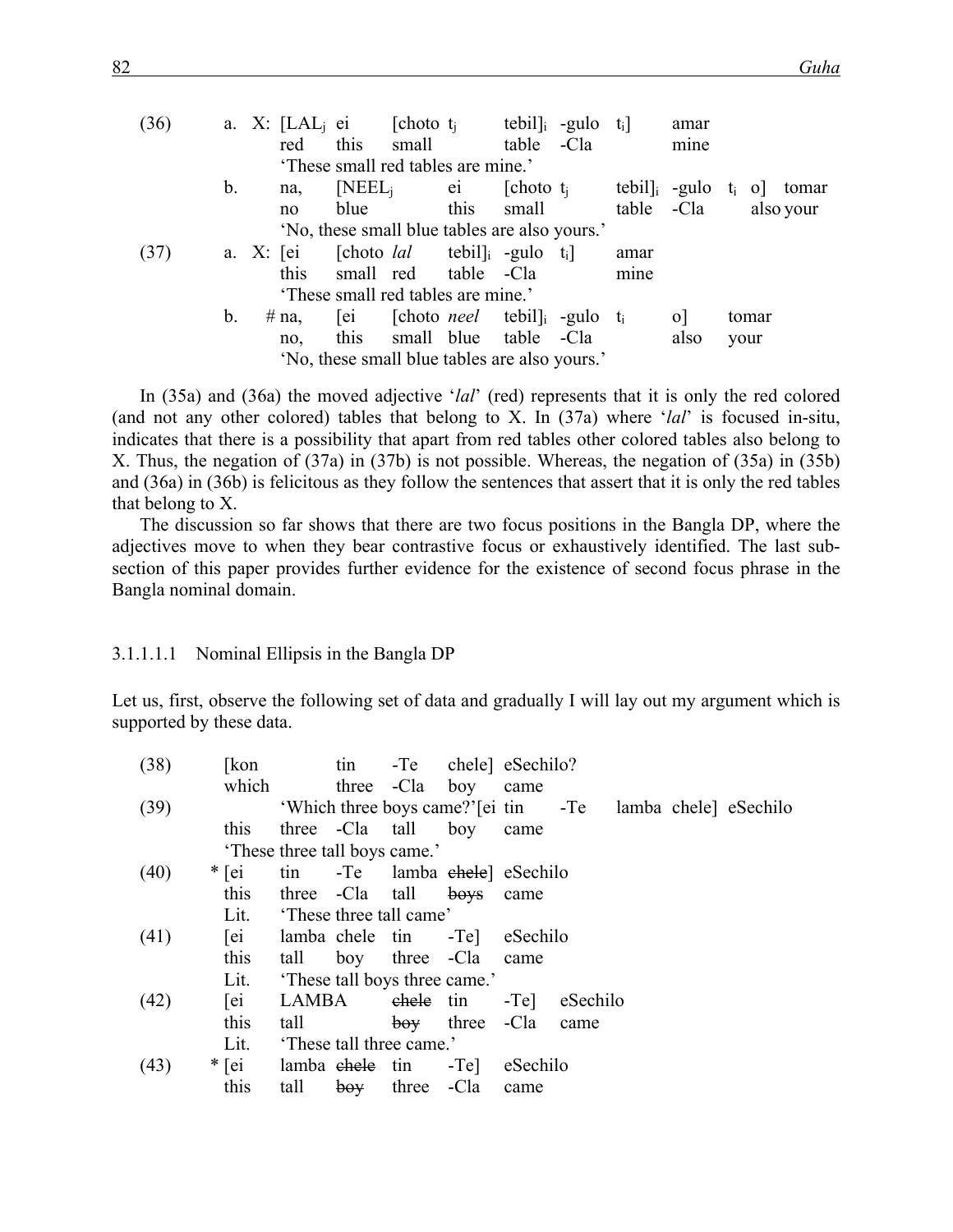(36) a. X: [LAL$_j$ ei [choto $t_j$ tebil]$_i$ -gulo $t_i$] amar
red this small table -Cla mine
'These small red tables are mine.'

b. na, [NEEL$_j$ ei [choto $t_j$ tebil]$_i$ -gulo $t_i$ o] tomar
no blue this small table -Cla also your
'No, these small blue tables are also yours.'

(37) a. X: [ei [choto *lal* tebil]$_i$ -gulo $t_i$] amar
this small red table -Cla mine
'These small red tables are mine.'

b. # na, [ei [choto *neel* tebil]$_i$ -gulo $t_i$ o] tomar
no, this small blue table -Cla also your
'No, these small blue tables are also yours.'

In (35a) and (36a) the moved adjective '*lal*' (red) represents that it is only the red colored (and not any other colored) tables that belong to X. In (37a) where '*lal*' is focused in-situ, indicates that there is a possibility that apart from red tables other colored tables also belong to X. Thus, the negation of (37a) in (37b) is not possible. Whereas, the negation of (35a) in (35b) and (36a) in (36b) is felicitous as they follow the sentences that assert that it is only the red tables that belong to X.

The discussion so far shows that there are two focus positions in the Bangla DP, where the adjectives move to when they bear contrastive focus or exhaustively identified. The last sub-section of this paper provides further evidence for the existence of second focus phrase in the Bangla nominal domain.

#### 3.1.1.1.1 Nominal Ellipsis in the Bangla DP

Let us, first, observe the following set of data and gradually I will lay out my argument which is supported by these data.

(38) [kon tin -Te chele] eSechilo?
which three -Cla boy came
'Which three boys came?'

(39) [ei tin -Te lamba chele] eSechilo
this three -Cla tall boy came
'These three tall boys came.'

(40) * [ei tin -Te lamba ~~chele~~] eSechilo
this three -Cla tall ~~boys~~ came
Lit. 'These three tall came'

(41) [ei lamba chele tin -Te] eSechilo
this tall boy three -Cla came
Lit. 'These tall boys three came.'

(42) [ei LAMBA ~~chele~~ tin -Te] eSechilo
this tall ~~boy~~ three -Cla came
Lit. 'These tall three came.'

(43) * [ei lamba ~~chele~~ tin -Te] eSechilo
this tall ~~boy~~ three -Cla came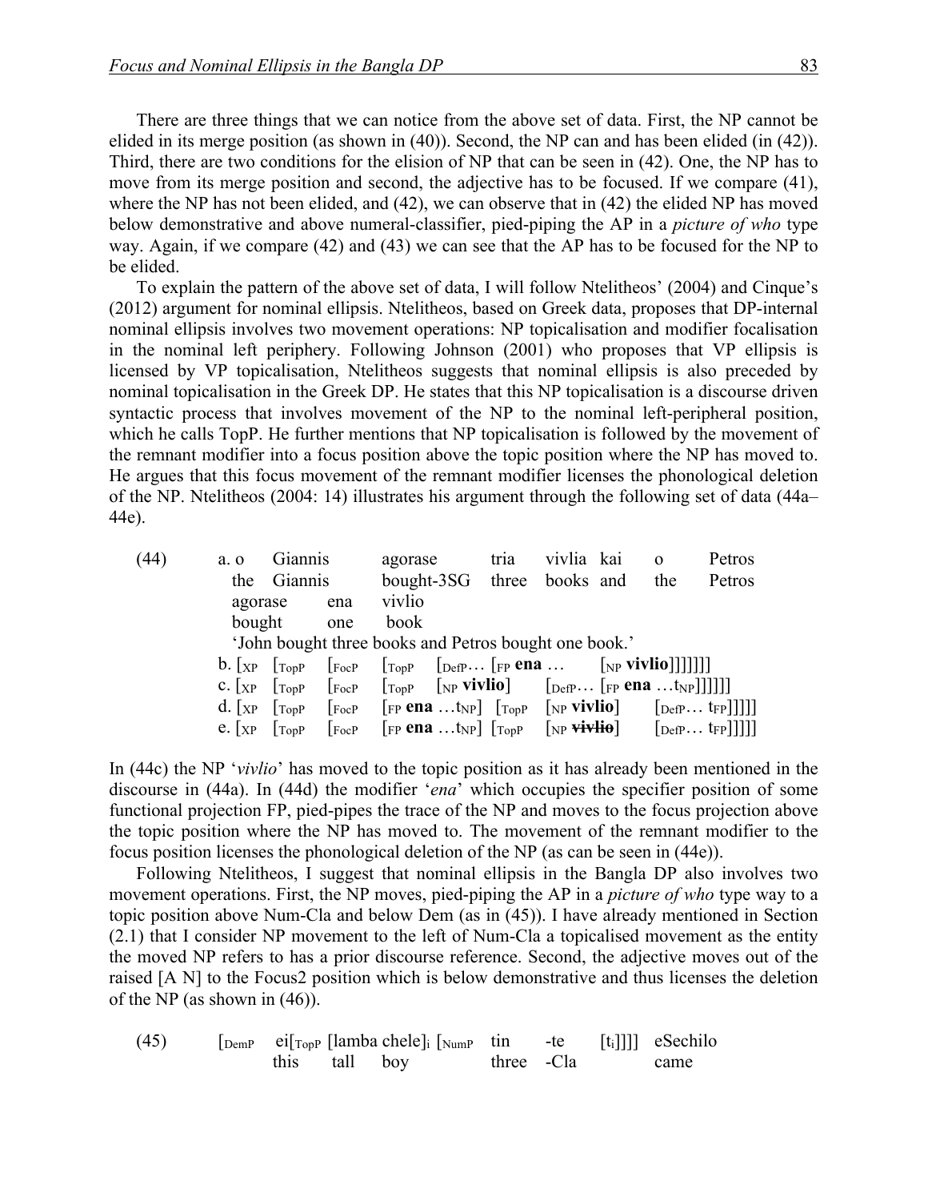There are three things that we can notice from the above set of data. First, the NP cannot be elided in its merge position (as shown in (40)). Second, the NP can and has been elided (in (42)). Third, there are two conditions for the elision of NP that can be seen in (42). One, the NP has to move from its merge position and second, the adjective has to be focused. If we compare (41), where the NP has not been elided, and (42), we can observe that in (42) the elided NP has moved below demonstrative and above numeral-classifier, pied-piping the AP in a *picture of who* type way. Again, if we compare (42) and (43) we can see that the AP has to be focused for the NP to be elided.

To explain the pattern of the above set of data, I will follow Ntelitheos' (2004) and Cinque's (2012) argument for nominal ellipsis. Ntelitheos, based on Greek data, proposes that DP-internal nominal ellipsis involves two movement operations: NP topicalisation and modifier focalisation in the nominal left periphery. Following Johnson (2001) who proposes that VP ellipsis is licensed by VP topicalisation, Ntelitheos suggests that nominal ellipsis is also preceded by nominal topicalisation in the Greek DP. He states that this NP topicalisation is a discourse driven syntactic process that involves movement of the NP to the nominal left-peripheral position, which he calls TopP. He further mentions that NP topicalisation is followed by the movement of the remnant modifier into a focus position above the topic position where the NP has moved to. He argues that this focus movement of the remnant modifier licenses the phonological deletion of the NP. Ntelitheos (2004: 14) illustrates his argument through the following set of data (44a–44e).

(44)
a. o Giannis agorase tria vivlia kai o Petros agorase ena vivlio
   the Giannis bought-3SG three books and the Petros bought one book
   'John bought three books and Petros bought one book.'
b. [$_{XP}$ [$_{TopP}$ [$_{FocP}$ [$_{TopP}$ [$_{DefP}$… [$_{FP}$ **ena** … [$_{NP}$ **vivlio**]]]]]]]
c. [$_{XP}$ [$_{TopP}$ [$_{FocP}$ [$_{TopP}$ [$_{NP}$ **vivlio**] [$_{DefP}$… [$_{FP}$ **ena** …t$_{NP}$]]]]]]
d. [$_{XP}$ [$_{TopP}$ [$_{FocP}$ [$_{FP}$ **ena** …t$_{NP}$] [$_{TopP}$ [$_{NP}$ **vivlio**] [$_{DefP}$… t$_{FP}$]]]]]
e. [$_{XP}$ [$_{TopP}$ [$_{FocP}$ [$_{FP}$ **ena** …t$_{NP}$] [$_{TopP}$ [$_{NP}$ ~~**vivlio**~~] [$_{DefP}$… t$_{FP}$]]]]]

In (44c) the NP '*vivlio*' has moved to the topic position as it has already been mentioned in the discourse in (44a). In (44d) the modifier '*ena*' which occupies the specifier position of some functional projection FP, pied-pipes the trace of the NP and moves to the focus projection above the topic position where the NP has moved to. The movement of the remnant modifier to the focus position licenses the phonological deletion of the NP (as can be seen in (44e)).

Following Ntelitheos, I suggest that nominal ellipsis in the Bangla DP also involves two movement operations. First, the NP moves, pied-piping the AP in a *picture of who* type way to a topic position above Num-Cla and below Dem (as in (45)). I have already mentioned in Section (2.1) that I consider NP movement to the left of Num-Cla a topicalised movement as the entity the moved NP refers to has a prior discourse reference. Second, the adjective moves out of the raised [A N] to the Focus2 position which is below demonstrative and thus licenses the deletion of the NP (as shown in (46)).

(45) [$_{DemP}$ ei[$_{TopP}$ [lamba chele]$_i$ [$_{NumP}$ tin -te [t$_i$]]]] eSechilo
     this tall boy three -Cla came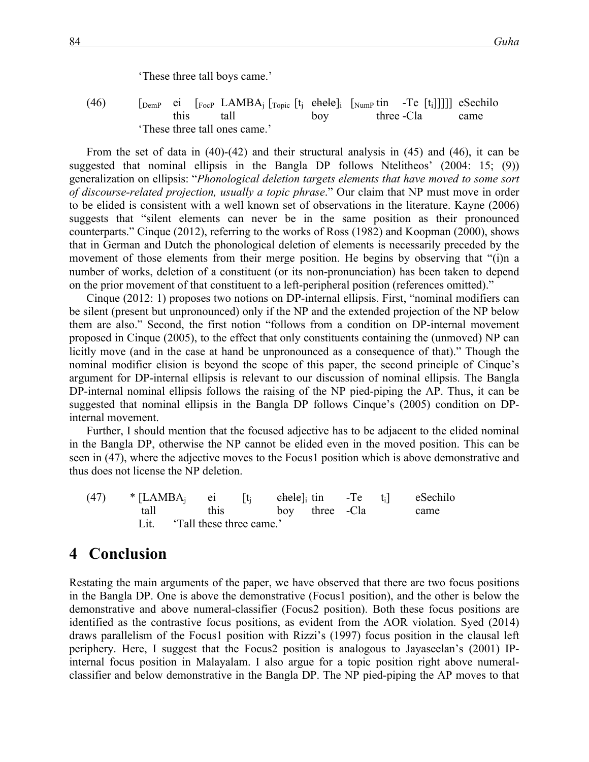'These three tall boys came.'

(46) [$_{DemP}$ ei [$_{FocP}$ LAMBA$_j$ [$_{Topic}$ [t$_j$ ~~chele~~]$_i$ [$_{NumP}$ tin -Te [t$_i$]]]]] eSechilo
this tall boy three -Cla came
'These three tall ones came.'

From the set of data in (40)-(42) and their structural analysis in (45) and (46), it can be suggested that nominal ellipsis in the Bangla DP follows Ntelitheos' (2004: 15; (9)) generalization on ellipsis: "*Phonological deletion targets elements that have moved to some sort of discourse-related projection, usually a topic phrase*." Our claim that NP must move in order to be elided is consistent with a well known set of observations in the literature. Kayne (2006) suggests that "silent elements can never be in the same position as their pronounced counterparts." Cinque (2012), referring to the works of Ross (1982) and Koopman (2000), shows that in German and Dutch the phonological deletion of elements is necessarily preceded by the movement of those elements from their merge position. He begins by observing that "(i)n a number of works, deletion of a constituent (or its non-pronunciation) has been taken to depend on the prior movement of that constituent to a left-peripheral position (references omitted)."

Cinque (2012: 1) proposes two notions on DP-internal ellipsis. First, "nominal modifiers can be silent (present but unpronounced) only if the NP and the extended projection of the NP below them are also." Second, the first notion "follows from a condition on DP-internal movement proposed in Cinque (2005), to the effect that only constituents containing the (unmoved) NP can licitly move (and in the case at hand be unpronounced as a consequence of that)." Though the nominal modifier elision is beyond the scope of this paper, the second principle of Cinque's argument for DP-internal ellipsis is relevant to our discussion of nominal ellipsis. The Bangla DP-internal nominal ellipsis follows the raising of the NP pied-piping the AP. Thus, it can be suggested that nominal ellipsis in the Bangla DP follows Cinque's (2005) condition on DP-internal movement.

Further, I should mention that the focused adjective has to be adjacent to the elided nominal in the Bangla DP, otherwise the NP cannot be elided even in the moved position. This can be seen in (47), where the adjective moves to the Focus1 position which is above demonstrative and thus does not license the NP deletion.

(47) * [LAMBA$_j$ ei [t$_j$ ~~chele~~]$_i$ tin -Te t$_i$] eSechilo
tall this boy three -Cla came
Lit. 'Tall these three came.'

# 4 Conclusion

Restating the main arguments of the paper, we have observed that there are two focus positions in the Bangla DP. One is above the demonstrative (Focus1 position), and the other is below the demonstrative and above numeral-classifier (Focus2 position). Both these focus positions are identified as the contrastive focus positions, as evident from the AOR violation. Syed (2014) draws parallelism of the Focus1 position with Rizzi's (1997) focus position in the clausal left periphery. Here, I suggest that the Focus2 position is analogous to Jayaseelan's (2001) IP-internal focus position in Malayalam. I also argue for a topic position right above numeral-classifier and below demonstrative in the Bangla DP. The NP pied-piping the AP moves to that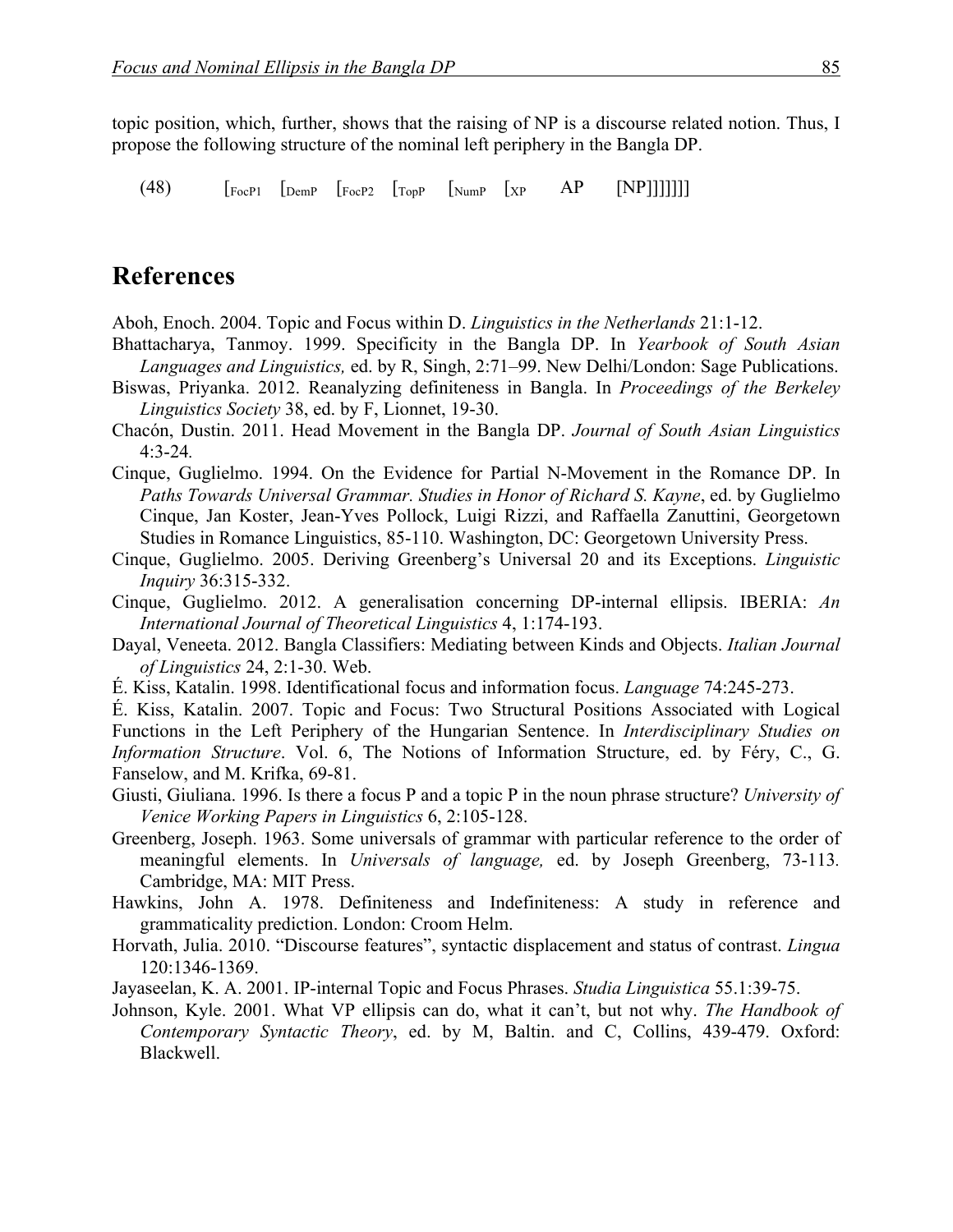topic position, which, further, shows that the raising of NP is a discourse related notion. Thus, I propose the following structure of the nominal left periphery in the Bangla DP.

(48) $[_{\text{FocP1}}$ $[_{\text{DemP}}$ $[_{\text{FocP2}}$ $[_{\text{TopP}}$ $[_{\text{NumP}}$ $[_{\text{XP}}$ AP [NP]]]]]]]

## References

Aboh, Enoch. 2004. Topic and Focus within D. *Linguistics in the Netherlands* 21:1-12.

Bhattacharya, Tanmoy. 1999. Specificity in the Bangla DP. In *Yearbook of South Asian Languages and Linguistics,* ed. by R, Singh, 2:71–99. New Delhi/London: Sage Publications.

Biswas, Priyanka. 2012. Reanalyzing definiteness in Bangla. In *Proceedings of the Berkeley Linguistics Society* 38, ed. by F, Lionnet, 19-30.

Chacón, Dustin. 2011. Head Movement in the Bangla DP. *Journal of South Asian Linguistics* 4:3-24.

Cinque, Guglielmo. 1994. On the Evidence for Partial N-Movement in the Romance DP. In *Paths Towards Universal Grammar. Studies in Honor of Richard S. Kayne*, ed. by Guglielmo Cinque, Jan Koster, Jean-Yves Pollock, Luigi Rizzi, and Raffaella Zanuttini, Georgetown Studies in Romance Linguistics, 85-110. Washington, DC: Georgetown University Press.

Cinque, Guglielmo. 2005. Deriving Greenberg's Universal 20 and its Exceptions. *Linguistic Inquiry* 36:315-332.

Cinque, Guglielmo. 2012. A generalisation concerning DP-internal ellipsis. IBERIA: *An International Journal of Theoretical Linguistics* 4, 1:174-193.

Dayal, Veneeta. 2012. Bangla Classifiers: Mediating between Kinds and Objects. *Italian Journal of Linguistics* 24, 2:1-30. Web.

É. Kiss, Katalin. 1998. Identificational focus and information focus. *Language* 74:245-273.

É. Kiss, Katalin. 2007. Topic and Focus: Two Structural Positions Associated with Logical Functions in the Left Periphery of the Hungarian Sentence. In *Interdisciplinary Studies on Information Structure*. Vol. 6, The Notions of Information Structure, ed. by Féry, C., G. Fanselow, and M. Krifka, 69-81.

Giusti, Giuliana. 1996. Is there a focus P and a topic P in the noun phrase structure? *University of Venice Working Papers in Linguistics* 6, 2:105-128.

Greenberg, Joseph. 1963. Some universals of grammar with particular reference to the order of meaningful elements. In *Universals of language,* ed. by Joseph Greenberg, 73-113. Cambridge, MA: MIT Press.

Hawkins, John A. 1978. Definiteness and Indefiniteness: A study in reference and grammaticality prediction. London: Croom Helm.

Horvath, Julia. 2010. "Discourse features", syntactic displacement and status of contrast. *Lingua* 120:1346-1369.

Jayaseelan, K. A. 2001. IP-internal Topic and Focus Phrases. *Studia Linguistica* 55.1:39-75.

Johnson, Kyle. 2001. What VP ellipsis can do, what it can't, but not why. *The Handbook of Contemporary Syntactic Theory*, ed. by M, Baltin. and C, Collins, 439-479. Oxford: Blackwell.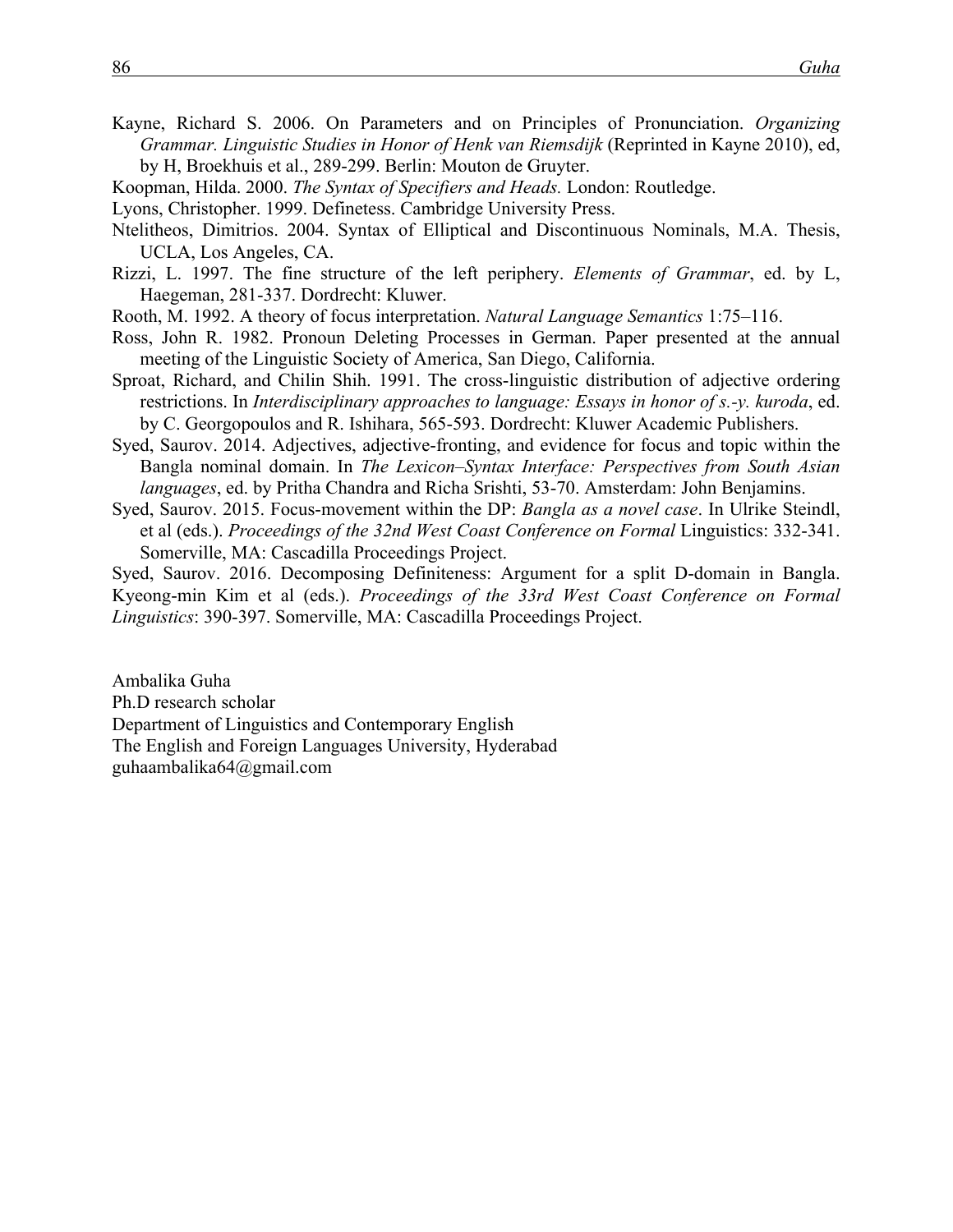Kayne, Richard S. 2006. On Parameters and on Principles of Pronunciation. *Organizing Grammar. Linguistic Studies in Honor of Henk van Riemsdijk* (Reprinted in Kayne 2010), ed, by H, Broekhuis et al., 289-299. Berlin: Mouton de Gruyter.

Koopman, Hilda. 2000. *The Syntax of Specifiers and Heads.* London: Routledge.

Lyons, Christopher. 1999. Definetess. Cambridge University Press.

Ntelitheos, Dimitrios. 2004. Syntax of Elliptical and Discontinuous Nominals, M.A. Thesis, UCLA, Los Angeles, CA.

Rizzi, L. 1997. The fine structure of the left periphery. *Elements of Grammar*, ed. by L, Haegeman, 281-337. Dordrecht: Kluwer.

Rooth, M. 1992. A theory of focus interpretation. *Natural Language Semantics* 1:75–116.

Ross, John R. 1982. Pronoun Deleting Processes in German. Paper presented at the annual meeting of the Linguistic Society of America, San Diego, California.

Sproat, Richard, and Chilin Shih. 1991. The cross-linguistic distribution of adjective ordering restrictions. In *Interdisciplinary approaches to language: Essays in honor of s.-y. kuroda*, ed. by C. Georgopoulos and R. Ishihara, 565-593. Dordrecht: Kluwer Academic Publishers.

Syed, Saurov. 2014. Adjectives, adjective-fronting, and evidence for focus and topic within the Bangla nominal domain. In *The Lexicon–Syntax Interface: Perspectives from South Asian languages*, ed. by Pritha Chandra and Richa Srishti, 53-70. Amsterdam: John Benjamins.

Syed, Saurov. 2015. Focus-movement within the DP: *Bangla as a novel case*. In Ulrike Steindl, et al (eds.). *Proceedings of the 32nd West Coast Conference on Formal* Linguistics: 332-341. Somerville, MA: Cascadilla Proceedings Project.

Syed, Saurov. 2016. Decomposing Definiteness: Argument for a split D-domain in Bangla. Kyeong-min Kim et al (eds.). *Proceedings of the 33rd West Coast Conference on Formal Linguistics*: 390-397. Somerville, MA: Cascadilla Proceedings Project.

Ambalika Guha  
Ph.D research scholar  
Department of Linguistics and Contemporary English  
The English and Foreign Languages University, Hyderabad  
guhaambalika64@gmail.com